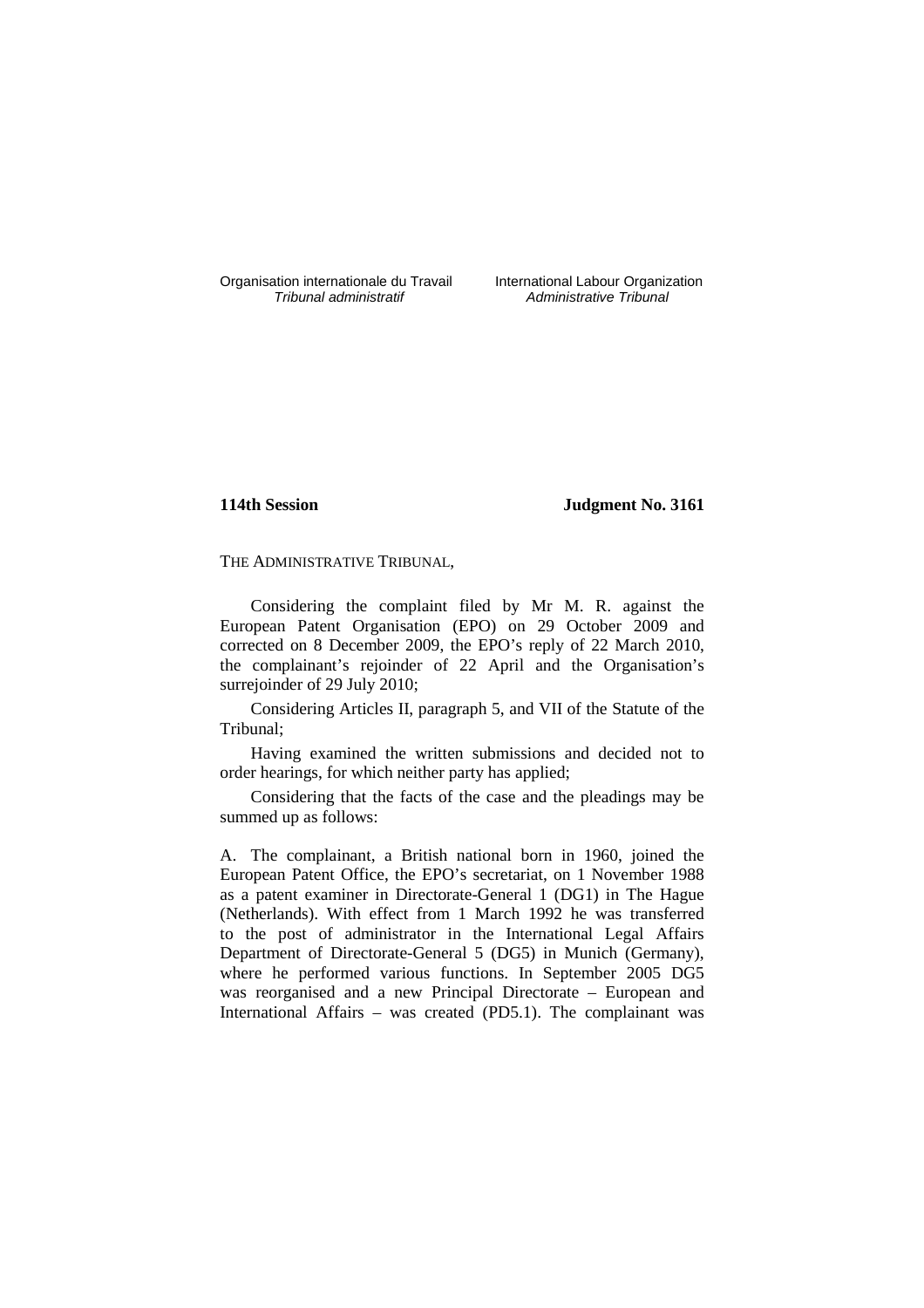Organisation internationale du Travail
*Tribunal administratif*

International Labour Organization
*Administrative Tribunal*

**114th Session** **Judgment No. 3161**

THE ADMINISTRATIVE TRIBUNAL,

Considering the complaint filed by Mr M. R. against the European Patent Organisation (EPO) on 29 October 2009 and corrected on 8 December 2009, the EPO's reply of 22 March 2010, the complainant's rejoinder of 22 April and the Organisation's surrejoinder of 29 July 2010;

Considering Articles II, paragraph 5, and VII of the Statute of the Tribunal;

Having examined the written submissions and decided not to order hearings, for which neither party has applied;

Considering that the facts of the case and the pleadings may be summed up as follows:

A. The complainant, a British national born in 1960, joined the European Patent Office, the EPO's secretariat, on 1 November 1988 as a patent examiner in Directorate-General 1 (DG1) in The Hague (Netherlands). With effect from 1 March 1992 he was transferred to the post of administrator in the International Legal Affairs Department of Directorate-General 5 (DG5) in Munich (Germany), where he performed various functions. In September 2005 DG5 was reorganised and a new Principal Directorate – European and International Affairs – was created (PD5.1). The complainant was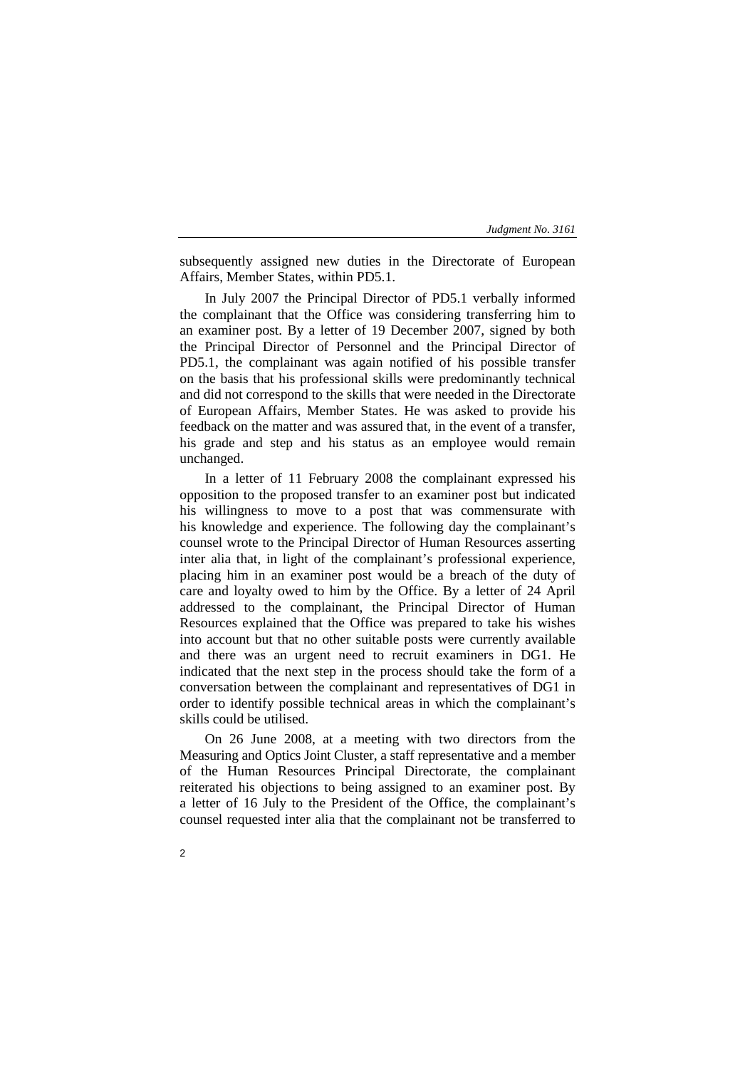subsequently assigned new duties in the Directorate of European Affairs, Member States, within PD5.1.

In July 2007 the Principal Director of PD5.1 verbally informed the complainant that the Office was considering transferring him to an examiner post. By a letter of 19 December 2007, signed by both the Principal Director of Personnel and the Principal Director of PD5.1, the complainant was again notified of his possible transfer on the basis that his professional skills were predominantly technical and did not correspond to the skills that were needed in the Directorate of European Affairs, Member States. He was asked to provide his feedback on the matter and was assured that, in the event of a transfer, his grade and step and his status as an employee would remain unchanged.

In a letter of 11 February 2008 the complainant expressed his opposition to the proposed transfer to an examiner post but indicated his willingness to move to a post that was commensurate with his knowledge and experience. The following day the complainant's counsel wrote to the Principal Director of Human Resources asserting inter alia that, in light of the complainant's professional experience, placing him in an examiner post would be a breach of the duty of care and loyalty owed to him by the Office. By a letter of 24 April addressed to the complainant, the Principal Director of Human Resources explained that the Office was prepared to take his wishes into account but that no other suitable posts were currently available and there was an urgent need to recruit examiners in DG1. He indicated that the next step in the process should take the form of a conversation between the complainant and representatives of DG1 in order to identify possible technical areas in which the complainant's skills could be utilised.

On 26 June 2008, at a meeting with two directors from the Measuring and Optics Joint Cluster, a staff representative and a member of the Human Resources Principal Directorate, the complainant reiterated his objections to being assigned to an examiner post. By a letter of 16 July to the President of the Office, the complainant's counsel requested inter alia that the complainant not be transferred to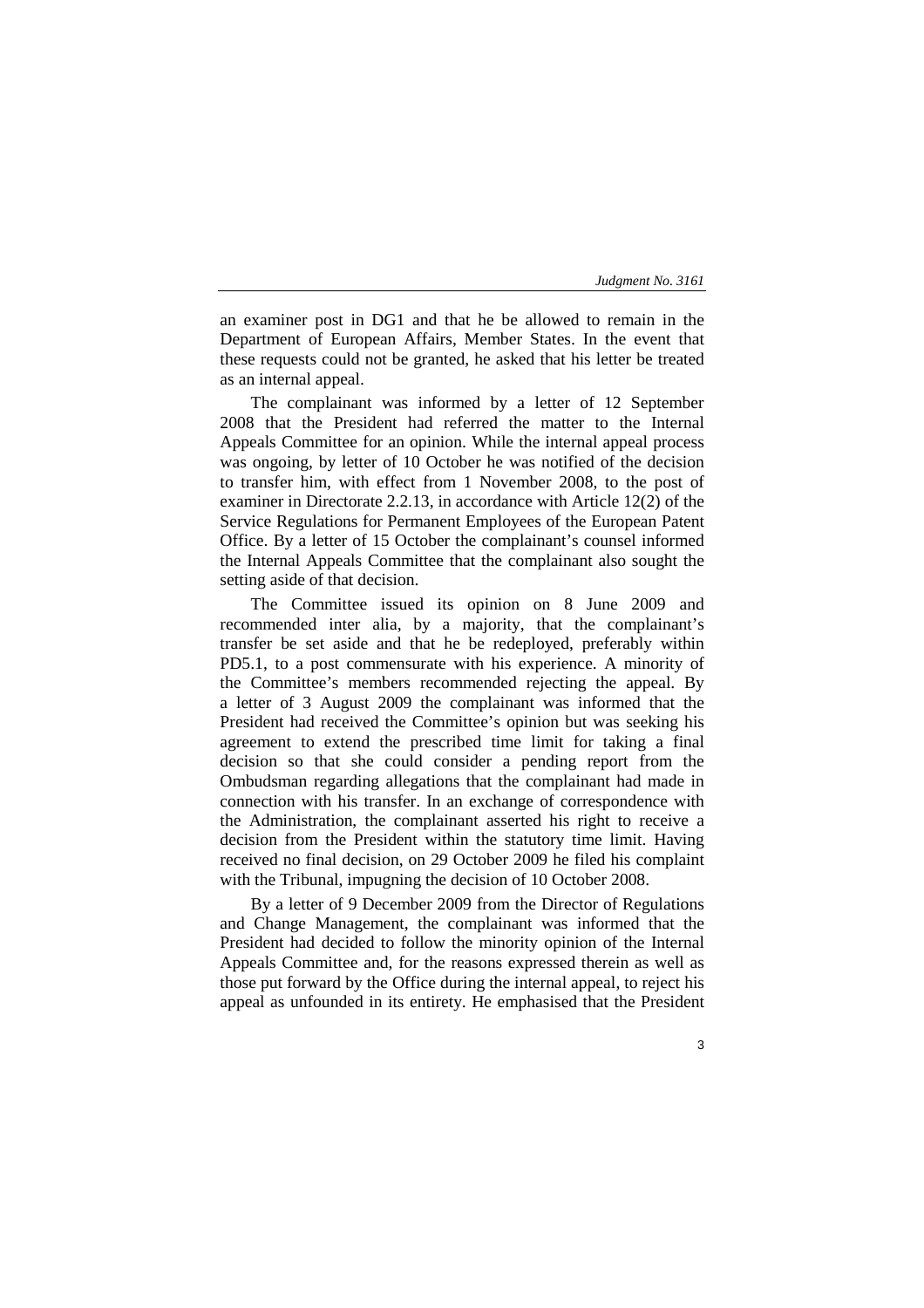an examiner post in DG1 and that he be allowed to remain in the Department of European Affairs, Member States. In the event that these requests could not be granted, he asked that his letter be treated as an internal appeal.

The complainant was informed by a letter of 12 September 2008 that the President had referred the matter to the Internal Appeals Committee for an opinion. While the internal appeal process was ongoing, by letter of 10 October he was notified of the decision to transfer him, with effect from 1 November 2008, to the post of examiner in Directorate 2.2.13, in accordance with Article 12(2) of the Service Regulations for Permanent Employees of the European Patent Office. By a letter of 15 October the complainant's counsel informed the Internal Appeals Committee that the complainant also sought the setting aside of that decision.

The Committee issued its opinion on 8 June 2009 and recommended inter alia, by a majority, that the complainant's transfer be set aside and that he be redeployed, preferably within PD5.1, to a post commensurate with his experience. A minority of the Committee's members recommended rejecting the appeal. By a letter of 3 August 2009 the complainant was informed that the President had received the Committee's opinion but was seeking his agreement to extend the prescribed time limit for taking a final decision so that she could consider a pending report from the Ombudsman regarding allegations that the complainant had made in connection with his transfer. In an exchange of correspondence with the Administration, the complainant asserted his right to receive a decision from the President within the statutory time limit. Having received no final decision, on 29 October 2009 he filed his complaint with the Tribunal, impugning the decision of 10 October 2008.

By a letter of 9 December 2009 from the Director of Regulations and Change Management, the complainant was informed that the President had decided to follow the minority opinion of the Internal Appeals Committee and, for the reasons expressed therein as well as those put forward by the Office during the internal appeal, to reject his appeal as unfounded in its entirety. He emphasised that the President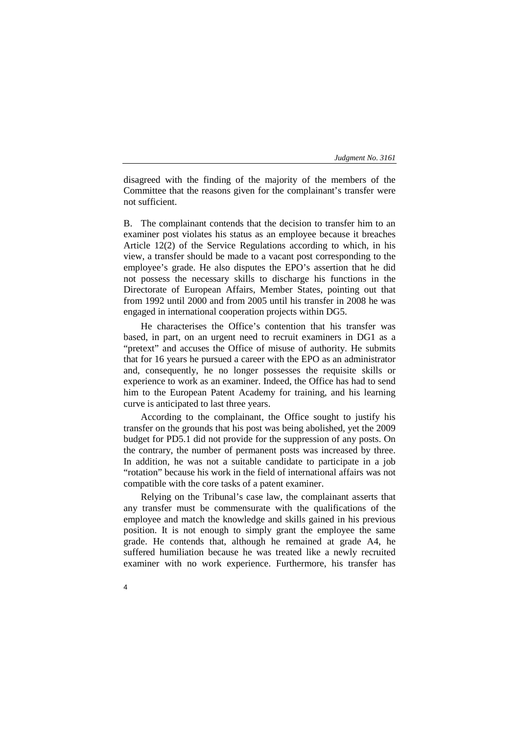disagreed with the finding of the majority of the members of the Committee that the reasons given for the complainant's transfer were not sufficient.

B. The complainant contends that the decision to transfer him to an examiner post violates his status as an employee because it breaches Article 12(2) of the Service Regulations according to which, in his view, a transfer should be made to a vacant post corresponding to the employee's grade. He also disputes the EPO's assertion that he did not possess the necessary skills to discharge his functions in the Directorate of European Affairs, Member States, pointing out that from 1992 until 2000 and from 2005 until his transfer in 2008 he was engaged in international cooperation projects within DG5.

He characterises the Office's contention that his transfer was based, in part, on an urgent need to recruit examiners in DG1 as a "pretext" and accuses the Office of misuse of authority. He submits that for 16 years he pursued a career with the EPO as an administrator and, consequently, he no longer possesses the requisite skills or experience to work as an examiner. Indeed, the Office has had to send him to the European Patent Academy for training, and his learning curve is anticipated to last three years.

According to the complainant, the Office sought to justify his transfer on the grounds that his post was being abolished, yet the 2009 budget for PD5.1 did not provide for the suppression of any posts. On the contrary, the number of permanent posts was increased by three. In addition, he was not a suitable candidate to participate in a job "rotation" because his work in the field of international affairs was not compatible with the core tasks of a patent examiner.

Relying on the Tribunal's case law, the complainant asserts that any transfer must be commensurate with the qualifications of the employee and match the knowledge and skills gained in his previous position. It is not enough to simply grant the employee the same grade. He contends that, although he remained at grade A4, he suffered humiliation because he was treated like a newly recruited examiner with no work experience. Furthermore, his transfer has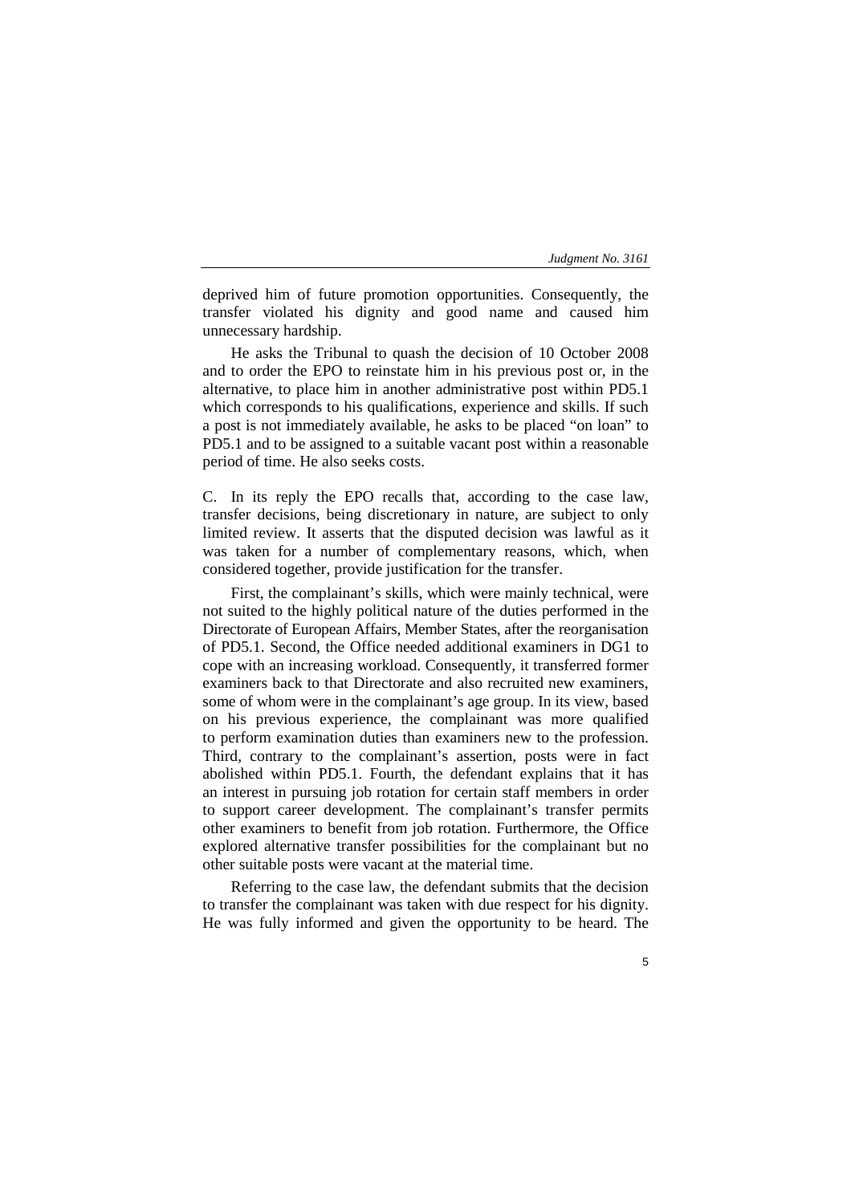deprived him of future promotion opportunities. Consequently, the transfer violated his dignity and good name and caused him unnecessary hardship.

He asks the Tribunal to quash the decision of 10 October 2008 and to order the EPO to reinstate him in his previous post or, in the alternative, to place him in another administrative post within PD5.1 which corresponds to his qualifications, experience and skills. If such a post is not immediately available, he asks to be placed "on loan" to PD5.1 and to be assigned to a suitable vacant post within a reasonable period of time. He also seeks costs.

C. In its reply the EPO recalls that, according to the case law, transfer decisions, being discretionary in nature, are subject to only limited review. It asserts that the disputed decision was lawful as it was taken for a number of complementary reasons, which, when considered together, provide justification for the transfer.

First, the complainant's skills, which were mainly technical, were not suited to the highly political nature of the duties performed in the Directorate of European Affairs, Member States, after the reorganisation of PD5.1. Second, the Office needed additional examiners in DG1 to cope with an increasing workload. Consequently, it transferred former examiners back to that Directorate and also recruited new examiners, some of whom were in the complainant's age group. In its view, based on his previous experience, the complainant was more qualified to perform examination duties than examiners new to the profession. Third, contrary to the complainant's assertion, posts were in fact abolished within PD5.1. Fourth, the defendant explains that it has an interest in pursuing job rotation for certain staff members in order to support career development. The complainant's transfer permits other examiners to benefit from job rotation. Furthermore, the Office explored alternative transfer possibilities for the complainant but no other suitable posts were vacant at the material time.

Referring to the case law, the defendant submits that the decision to transfer the complainant was taken with due respect for his dignity. He was fully informed and given the opportunity to be heard. The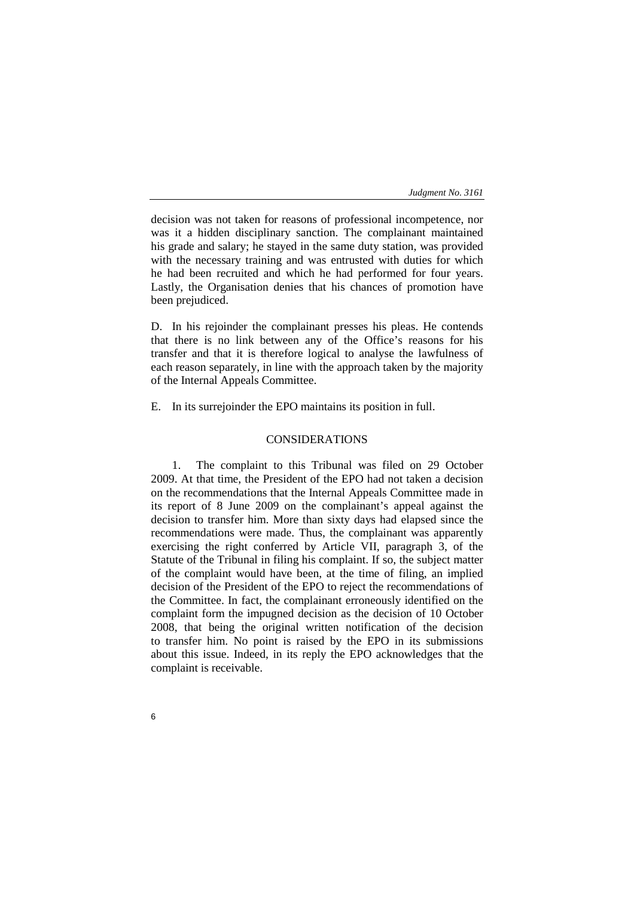decision was not taken for reasons of professional incompetence, nor was it a hidden disciplinary sanction. The complainant maintained his grade and salary; he stayed in the same duty station, was provided with the necessary training and was entrusted with duties for which he had been recruited and which he had performed for four years. Lastly, the Organisation denies that his chances of promotion have been prejudiced.

D. In his rejoinder the complainant presses his pleas. He contends that there is no link between any of the Office's reasons for his transfer and that it is therefore logical to analyse the lawfulness of each reason separately, in line with the approach taken by the majority of the Internal Appeals Committee.

E. In its surrejoinder the EPO maintains its position in full.

## CONSIDERATIONS

1. The complaint to this Tribunal was filed on 29 October 2009. At that time, the President of the EPO had not taken a decision on the recommendations that the Internal Appeals Committee made in its report of 8 June 2009 on the complainant's appeal against the decision to transfer him. More than sixty days had elapsed since the recommendations were made. Thus, the complainant was apparently exercising the right conferred by Article VII, paragraph 3, of the Statute of the Tribunal in filing his complaint. If so, the subject matter of the complaint would have been, at the time of filing, an implied decision of the President of the EPO to reject the recommendations of the Committee. In fact, the complainant erroneously identified on the complaint form the impugned decision as the decision of 10 October 2008, that being the original written notification of the decision to transfer him. No point is raised by the EPO in its submissions about this issue. Indeed, in its reply the EPO acknowledges that the complaint is receivable.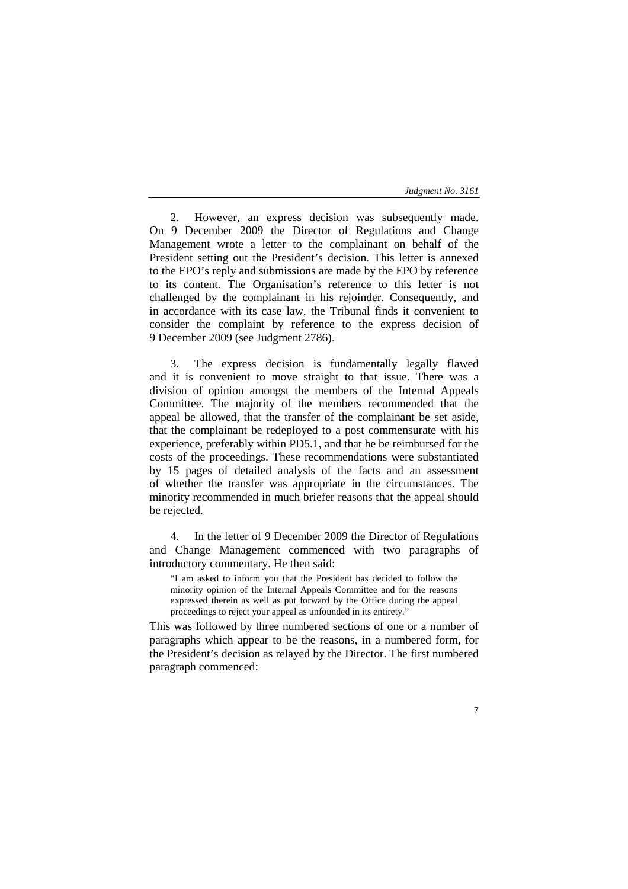2. However, an express decision was subsequently made. On 9 December 2009 the Director of Regulations and Change Management wrote a letter to the complainant on behalf of the President setting out the President's decision. This letter is annexed to the EPO's reply and submissions are made by the EPO by reference to its content. The Organisation's reference to this letter is not challenged by the complainant in his rejoinder. Consequently, and in accordance with its case law, the Tribunal finds it convenient to consider the complaint by reference to the express decision of 9 December 2009 (see Judgment 2786).

3. The express decision is fundamentally legally flawed and it is convenient to move straight to that issue. There was a division of opinion amongst the members of the Internal Appeals Committee. The majority of the members recommended that the appeal be allowed, that the transfer of the complainant be set aside, that the complainant be redeployed to a post commensurate with his experience, preferably within PD5.1, and that he be reimbursed for the costs of the proceedings. These recommendations were substantiated by 15 pages of detailed analysis of the facts and an assessment of whether the transfer was appropriate in the circumstances. The minority recommended in much briefer reasons that the appeal should be rejected.

4. In the letter of 9 December 2009 the Director of Regulations and Change Management commenced with two paragraphs of introductory commentary. He then said:

> "I am asked to inform you that the President has decided to follow the minority opinion of the Internal Appeals Committee and for the reasons expressed therein as well as put forward by the Office during the appeal proceedings to reject your appeal as unfounded in its entirety."

This was followed by three numbered sections of one or a number of paragraphs which appear to be the reasons, in a numbered form, for the President's decision as relayed by the Director. The first numbered paragraph commenced: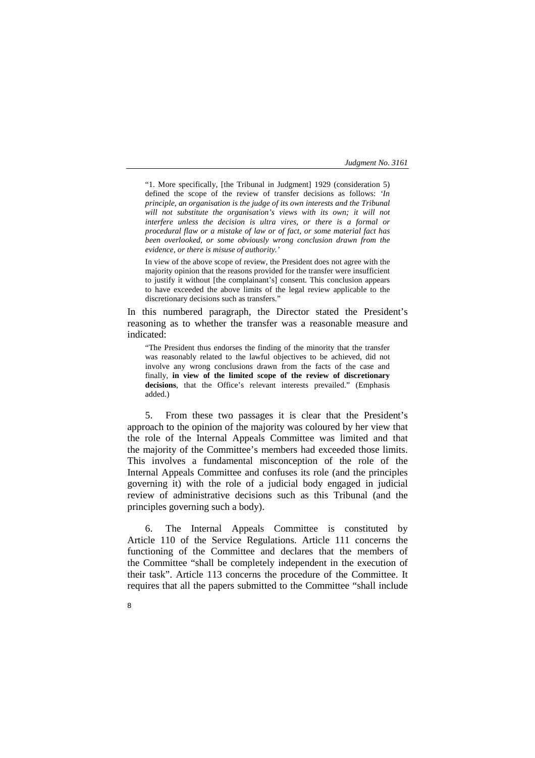> "1. More specifically, [the Tribunal in Judgment] 1929 (consideration 5) defined the scope of the review of transfer decisions as follows: *'In principle, an organisation is the judge of its own interests and the Tribunal will not substitute the organisation's views with its own; it will not interfere unless the decision is ultra vires, or there is a formal or procedural flaw or a mistake of law or of fact, or some material fact has been overlooked, or some obviously wrong conclusion drawn from the evidence, or there is misuse of authority.'*
>
> In view of the above scope of review, the President does not agree with the majority opinion that the reasons provided for the transfer were insufficient to justify it without [the complainant's] consent. This conclusion appears to have exceeded the above limits of the legal review applicable to the discretionary decisions such as transfers."

In this numbered paragraph, the Director stated the President's reasoning as to whether the transfer was a reasonable measure and indicated:

> "The President thus endorses the finding of the minority that the transfer was reasonably related to the lawful objectives to be achieved, did not involve any wrong conclusions drawn from the facts of the case and finally, **in view of the limited scope of the review of discretionary decisions**, that the Office's relevant interests prevailed." (Emphasis added.)

5. From these two passages it is clear that the President's approach to the opinion of the majority was coloured by her view that the role of the Internal Appeals Committee was limited and that the majority of the Committee's members had exceeded those limits. This involves a fundamental misconception of the role of the Internal Appeals Committee and confuses its role (and the principles governing it) with the role of a judicial body engaged in judicial review of administrative decisions such as this Tribunal (and the principles governing such a body).

6. The Internal Appeals Committee is constituted by Article 110 of the Service Regulations. Article 111 concerns the functioning of the Committee and declares that the members of the Committee "shall be completely independent in the execution of their task". Article 113 concerns the procedure of the Committee. It requires that all the papers submitted to the Committee "shall include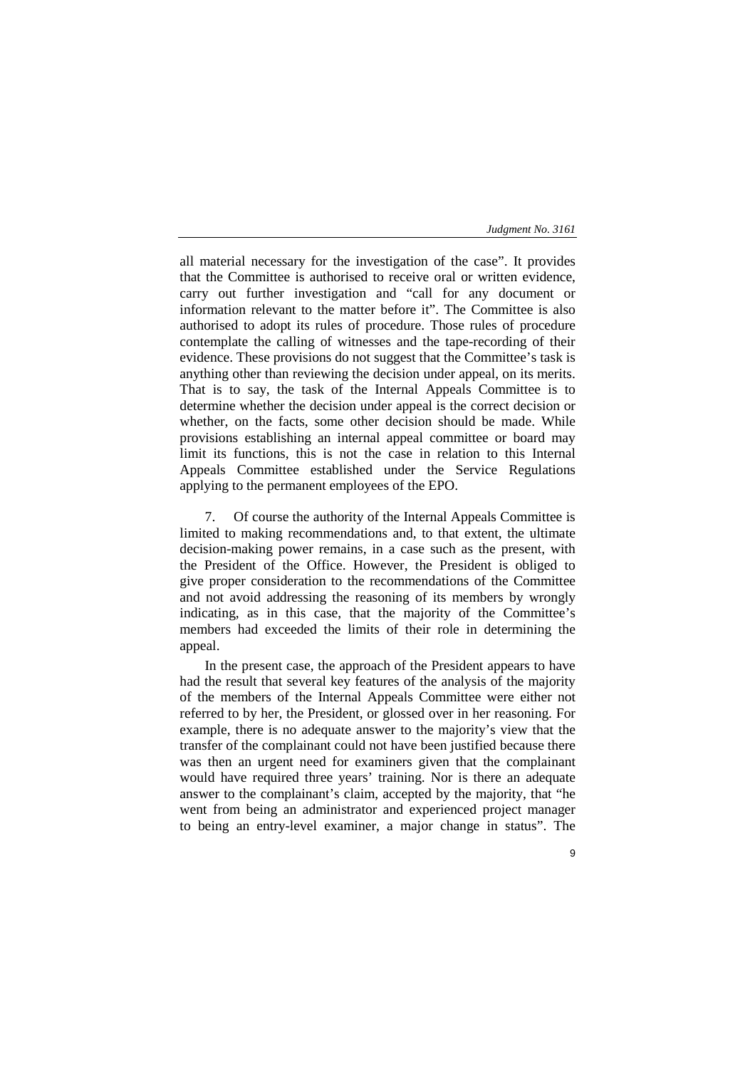all material necessary for the investigation of the case". It provides that the Committee is authorised to receive oral or written evidence, carry out further investigation and "call for any document or information relevant to the matter before it". The Committee is also authorised to adopt its rules of procedure. Those rules of procedure contemplate the calling of witnesses and the tape-recording of their evidence. These provisions do not suggest that the Committee's task is anything other than reviewing the decision under appeal, on its merits. That is to say, the task of the Internal Appeals Committee is to determine whether the decision under appeal is the correct decision or whether, on the facts, some other decision should be made. While provisions establishing an internal appeal committee or board may limit its functions, this is not the case in relation to this Internal Appeals Committee established under the Service Regulations applying to the permanent employees of the EPO.

7. Of course the authority of the Internal Appeals Committee is limited to making recommendations and, to that extent, the ultimate decision-making power remains, in a case such as the present, with the President of the Office. However, the President is obliged to give proper consideration to the recommendations of the Committee and not avoid addressing the reasoning of its members by wrongly indicating, as in this case, that the majority of the Committee's members had exceeded the limits of their role in determining the appeal.

In the present case, the approach of the President appears to have had the result that several key features of the analysis of the majority of the members of the Internal Appeals Committee were either not referred to by her, the President, or glossed over in her reasoning. For example, there is no adequate answer to the majority's view that the transfer of the complainant could not have been justified because there was then an urgent need for examiners given that the complainant would have required three years' training. Nor is there an adequate answer to the complainant's claim, accepted by the majority, that "he went from being an administrator and experienced project manager to being an entry-level examiner, a major change in status". The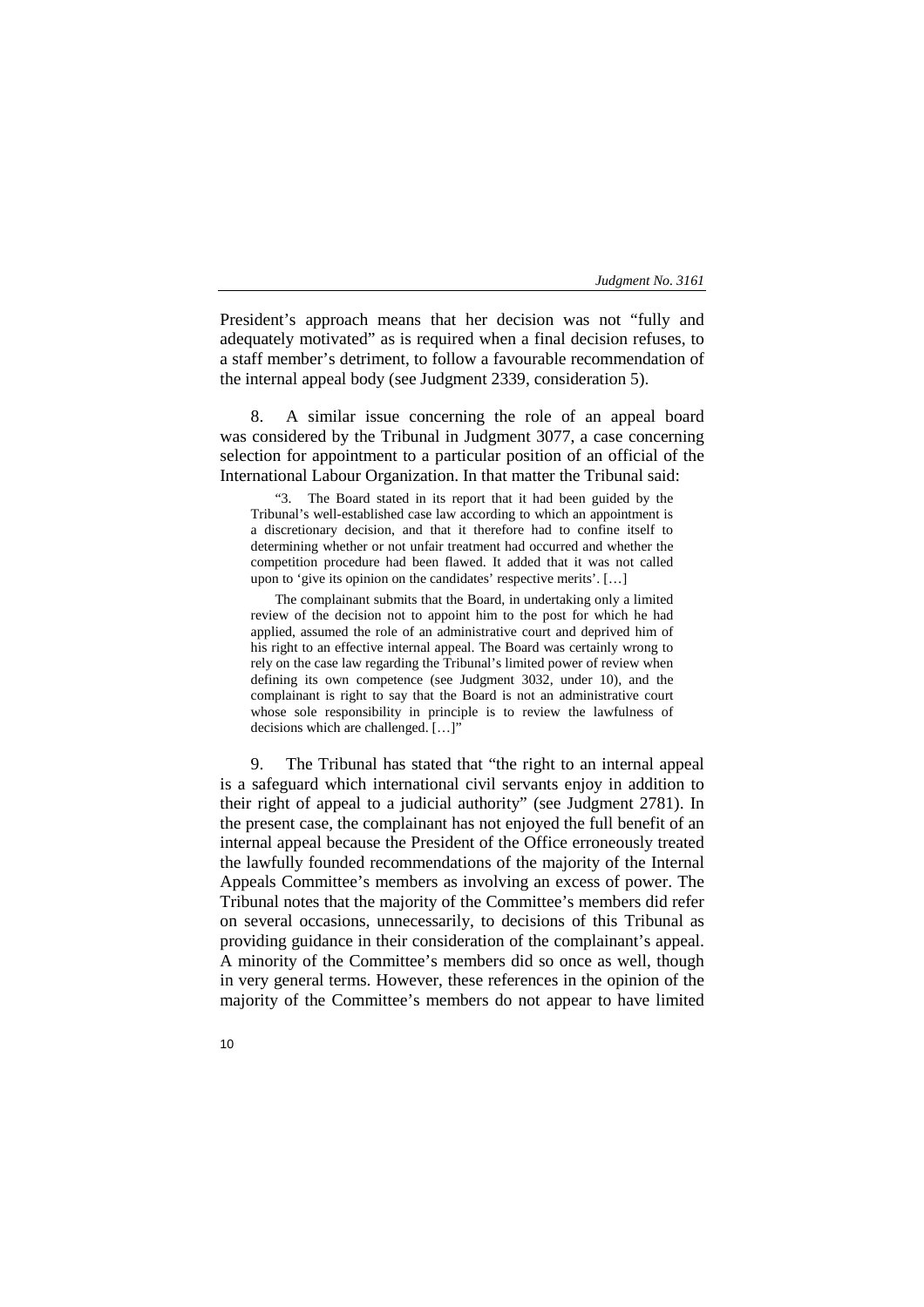President's approach means that her decision was not "fully and adequately motivated" as is required when a final decision refuses, to a staff member's detriment, to follow a favourable recommendation of the internal appeal body (see Judgment 2339, consideration 5).

8. A similar issue concerning the role of an appeal board was considered by the Tribunal in Judgment 3077, a case concerning selection for appointment to a particular position of an official of the International Labour Organization. In that matter the Tribunal said:

> "3. The Board stated in its report that it had been guided by the Tribunal's well-established case law according to which an appointment is a discretionary decision, and that it therefore had to confine itself to determining whether or not unfair treatment had occurred and whether the competition procedure had been flawed. It added that it was not called upon to 'give its opinion on the candidates' respective merits'. […]
>
> The complainant submits that the Board, in undertaking only a limited review of the decision not to appoint him to the post for which he had applied, assumed the role of an administrative court and deprived him of his right to an effective internal appeal. The Board was certainly wrong to rely on the case law regarding the Tribunal's limited power of review when defining its own competence (see Judgment 3032, under 10), and the complainant is right to say that the Board is not an administrative court whose sole responsibility in principle is to review the lawfulness of decisions which are challenged. […]"

9. The Tribunal has stated that "the right to an internal appeal is a safeguard which international civil servants enjoy in addition to their right of appeal to a judicial authority" (see Judgment 2781). In the present case, the complainant has not enjoyed the full benefit of an internal appeal because the President of the Office erroneously treated the lawfully founded recommendations of the majority of the Internal Appeals Committee's members as involving an excess of power. The Tribunal notes that the majority of the Committee's members did refer on several occasions, unnecessarily, to decisions of this Tribunal as providing guidance in their consideration of the complainant's appeal. A minority of the Committee's members did so once as well, though in very general terms. However, these references in the opinion of the majority of the Committee's members do not appear to have limited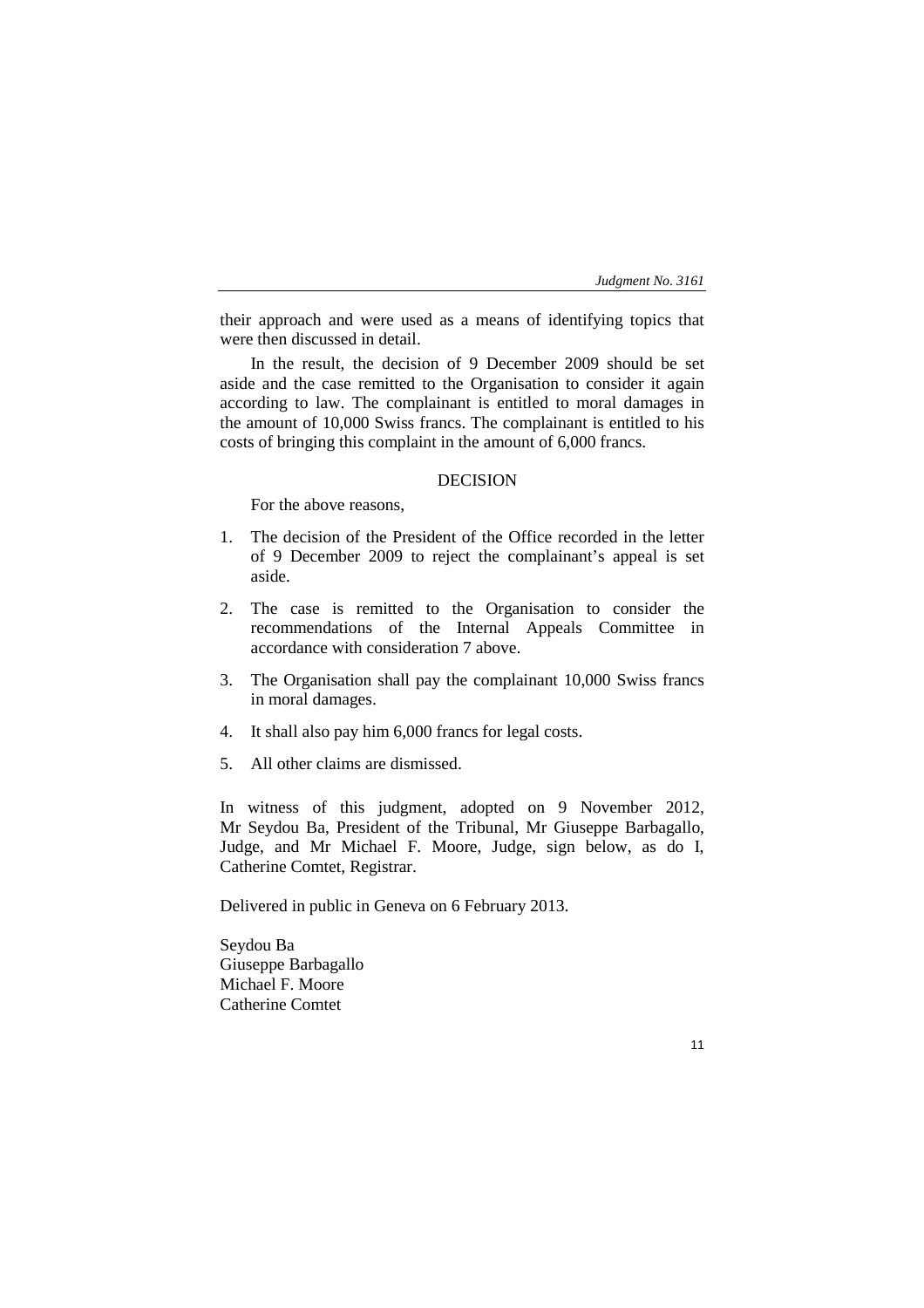their approach and were used as a means of identifying topics that were then discussed in detail.

In the result, the decision of 9 December 2009 should be set aside and the case remitted to the Organisation to consider it again according to law. The complainant is entitled to moral damages in the amount of 10,000 Swiss francs. The complainant is entitled to his costs of bringing this complaint in the amount of 6,000 francs.

## DECISION

For the above reasons,

1. The decision of the President of the Office recorded in the letter of 9 December 2009 to reject the complainant's appeal is set aside.
2. The case is remitted to the Organisation to consider the recommendations of the Internal Appeals Committee in accordance with consideration 7 above.
3. The Organisation shall pay the complainant 10,000 Swiss francs in moral damages.
4. It shall also pay him 6,000 francs for legal costs.
5. All other claims are dismissed.

In witness of this judgment, adopted on 9 November 2012, Mr Seydou Ba, President of the Tribunal, Mr Giuseppe Barbagallo, Judge, and Mr Michael F. Moore, Judge, sign below, as do I, Catherine Comtet, Registrar.

Delivered in public in Geneva on 6 February 2013.

Seydou Ba
Giuseppe Barbagallo
Michael F. Moore
Catherine Comtet